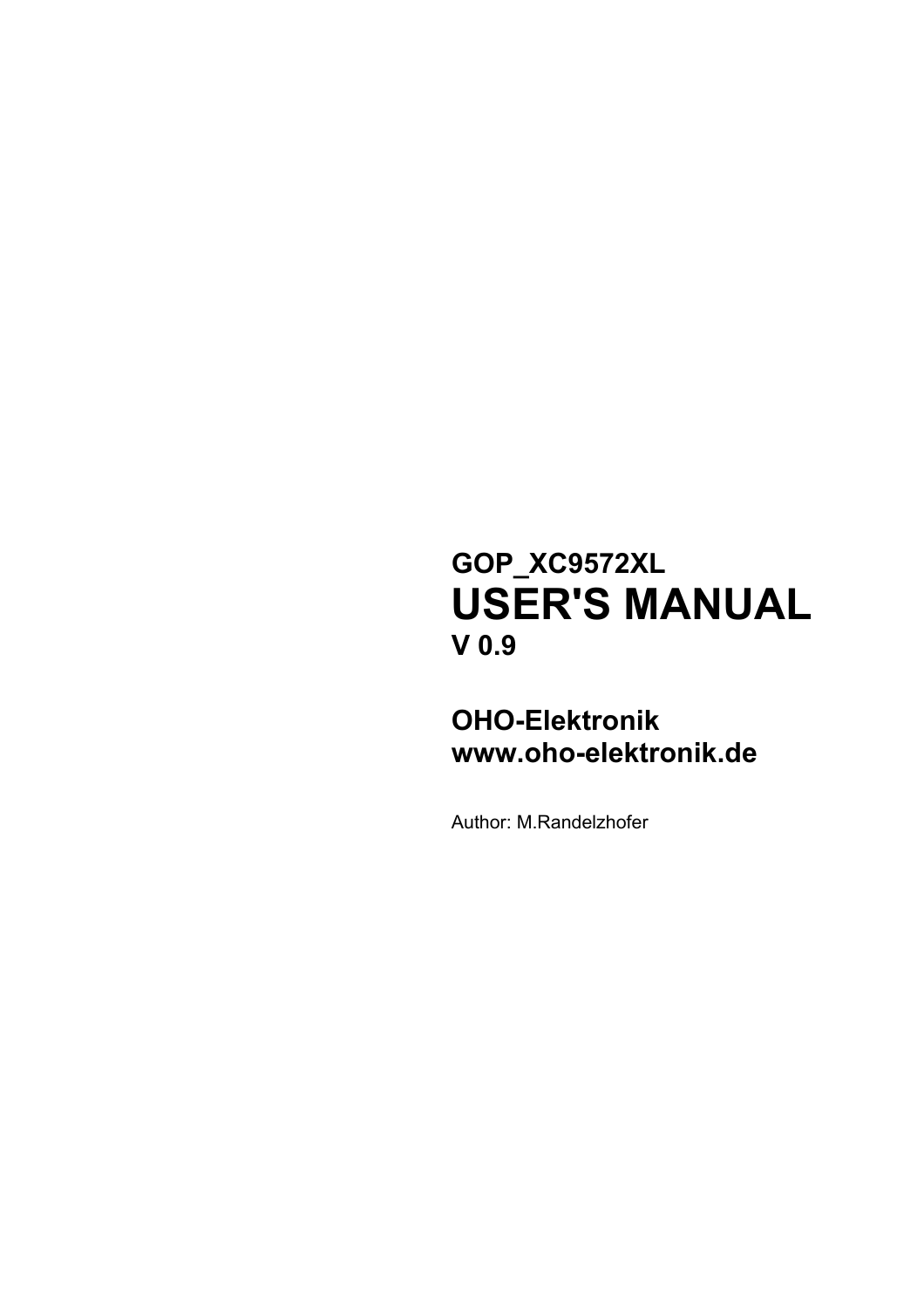**GOP_XC9572XL**

# USER'S MANUAL

**V 0.9**

**OHO-Elektronik**
**www.oho-elektronik.de**

Author: M.Randelzhofer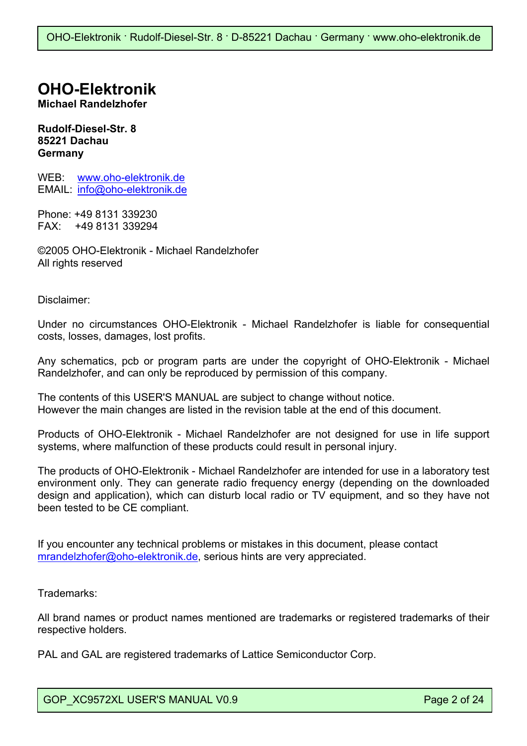# OHO-Elektronik

**Michael Randelzhofer**

**Rudolf-Diesel-Str. 8**
**85221 Dachau**
**Germany**

WEB: www.oho-elektronik.de
EMAIL: info@oho-elektronik.de

Phone: +49 8131 339230
FAX: +49 8131 339294

©2005 OHO-Elektronik - Michael Randelzhofer
All rights reserved

Disclaimer:

Under no circumstances OHO-Elektronik - Michael Randelzhofer is liable for consequential costs, losses, damages, lost profits.

Any schematics, pcb or program parts are under the copyright of OHO-Elektronik - Michael Randelzhofer, and can only be reproduced by permission of this company.

The contents of this USER'S MANUAL are subject to change without notice.
However the main changes are listed in the revision table at the end of this document.

Products of OHO-Elektronik - Michael Randelzhofer are not designed for use in life support systems, where malfunction of these products could result in personal injury.

The products of OHO-Elektronik - Michael Randelzhofer are intended for use in a laboratory test environment only. They can generate radio frequency energy (depending on the downloaded design and application), which can disturb local radio or TV equipment, and so they have not been tested to be CE compliant.

If you encounter any technical problems or mistakes in this document, please contact mrandelzhofer@oho-elektronik.de, serious hints are very appreciated.

Trademarks:

All brand names or product names mentioned are trademarks or registered trademarks of their respective holders.

PAL and GAL are registered trademarks of Lattice Semiconductor Corp.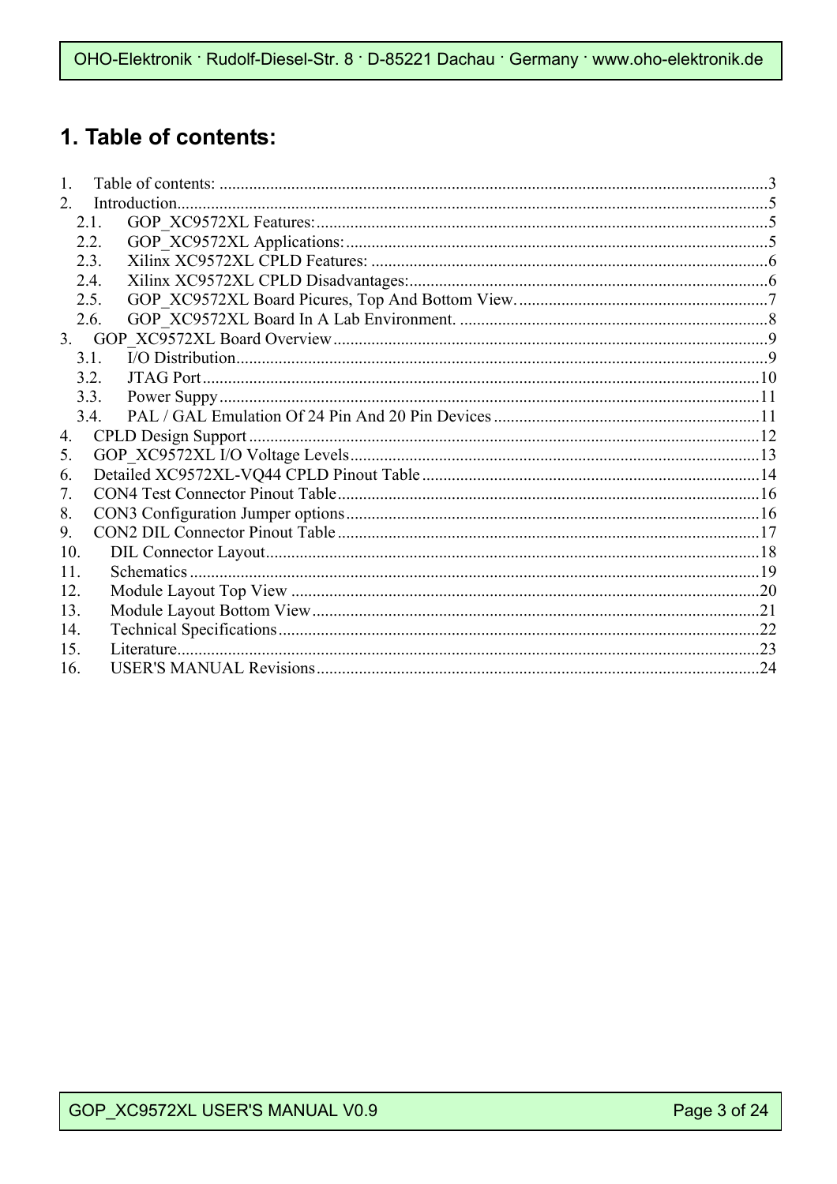# 1. Table of contents:

1. Table of contents: ............................................................3
2. Introduction............................................................5
   - 2.1. GOP_XC9572XL Features:............................................................5
   - 2.2. GOP_XC9572XL Applications:............................................................5
   - 2.3. Xilinx XC9572XL CPLD Features: ............................................................6
   - 2.4. Xilinx XC9572XL CPLD Disadvantages:............................................................6
   - 2.5. GOP_XC9572XL Board Picures, Top And Bottom View. ............................................................7
   - 2.6. GOP_XC9572XL Board In A Lab Environment. ............................................................8
3. GOP_XC9572XL Board Overview............................................................9
   - 3.1. I/O Distribution............................................................9
   - 3.2. JTAG Port............................................................10
   - 3.3. Power Suppy............................................................11
   - 3.4. PAL / GAL Emulation Of 24 Pin And 20 Pin Devices ............................................................11
4. CPLD Design Support............................................................12
5. GOP_XC9572XL I/O Voltage Levels............................................................13
6. Detailed XC9572XL-VQ44 CPLD Pinout Table............................................................14
7. CON4 Test Connector Pinout Table............................................................16
8. CON3 Configuration Jumper options............................................................16
9. CON2 DIL Connector Pinout Table............................................................17
10. DIL Connector Layout............................................................18
11. Schematics............................................................19
12. Module Layout Top View ............................................................20
13. Module Layout Bottom View............................................................21
14. Technical Specifications............................................................22
15. Literature............................................................23
16. USER'S MANUAL Revisions............................................................24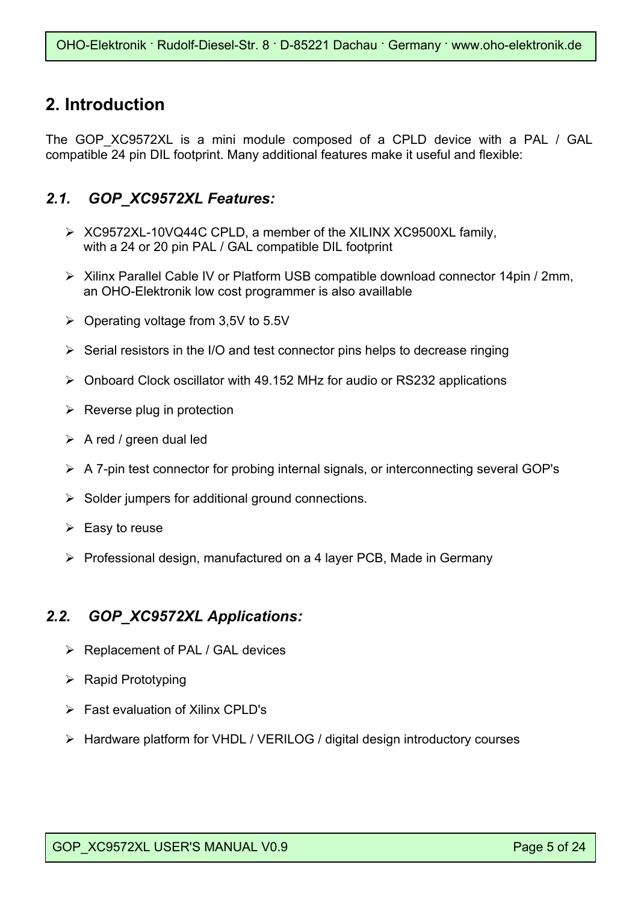## 2. Introduction

The GOP_XC9572XL is a mini module composed of a CPLD device with a PAL / GAL compatible 24 pin DIL footprint. Many additional features make it useful and flexible:

### *2.1. GOP_XC9572XL Features:*

- XC9572XL-10VQ44C CPLD, a member of the XILINX XC9500XL family, with a 24 or 20 pin PAL / GAL compatible DIL footprint
- Xilinx Parallel Cable IV or Platform USB compatible download connector 14pin / 2mm, an OHO-Elektronik low cost programmer is also availlable
- Operating voltage from 3,5V to 5.5V
- Serial resistors in the I/O and test connector pins helps to decrease ringing
- Onboard Clock oscillator with 49.152 MHz for audio or RS232 applications
- Reverse plug in protection
- A red / green dual led
- A 7-pin test connector for probing internal signals, or interconnecting several GOP's
- Solder jumpers for additional ground connections.
- Easy to reuse
- Professional design, manufactured on a 4 layer PCB, Made in Germany

### *2.2. GOP_XC9572XL Applications:*

- Replacement of PAL / GAL devices
- Rapid Prototyping
- Fast evaluation of Xilinx CPLD's
- Hardware platform for VHDL / VERILOG / digital design introductory courses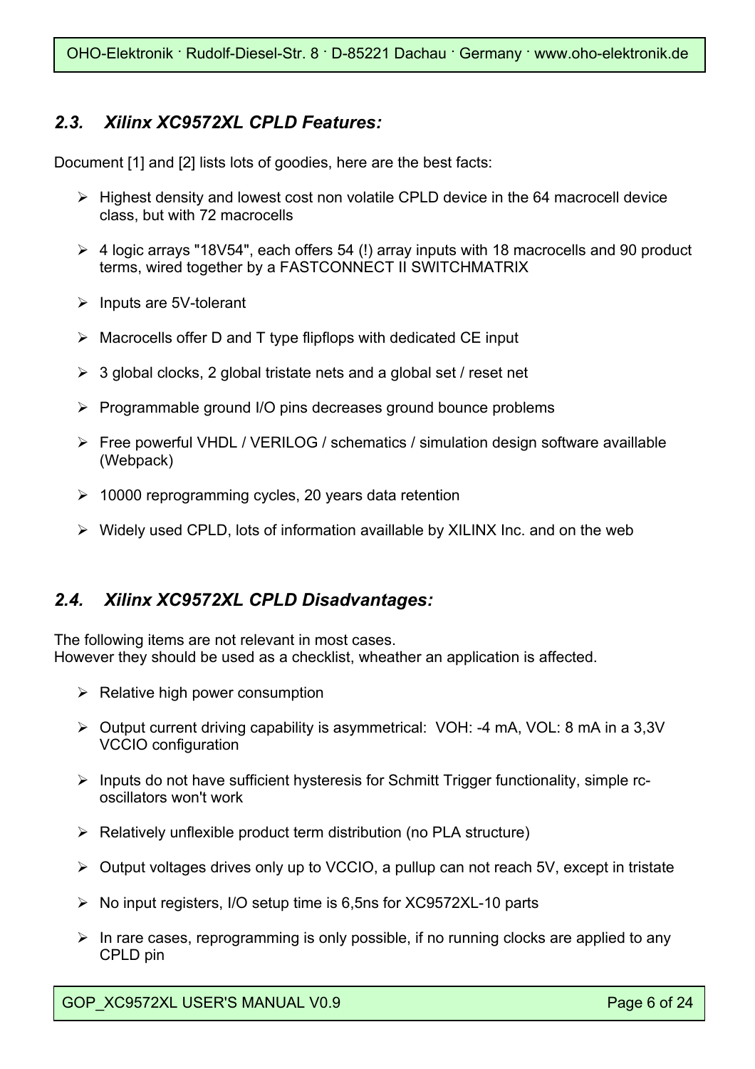## *2.3. Xilinx XC9572XL CPLD Features:*

Document [1] and [2] lists lots of goodies, here are the best facts:

- Highest density and lowest cost non volatile CPLD device in the 64 macrocell device class, but with 72 macrocells
- 4 logic arrays "18V54", each offers 54 (!) array inputs with 18 macrocells and 90 product terms, wired together by a FASTCONNECT II SWITCHMATRIX
- Inputs are 5V-tolerant
- Macrocells offer D and T type flipflops with dedicated CE input
- 3 global clocks, 2 global tristate nets and a global set / reset net
- Programmable ground I/O pins decreases ground bounce problems
- Free powerful VHDL / VERILOG / schematics / simulation design software availlable (Webpack)
- 10000 reprogramming cycles, 20 years data retention
- Widely used CPLD, lots of information availlable by XILINX Inc. and on the web

## *2.4. Xilinx XC9572XL CPLD Disadvantages:*

The following items are not relevant in most cases.
However they should be used as a checklist, wheather an application is affected.

- Relative high power consumption
- Output current driving capability is asymmetrical: VOH: -4 mA, VOL: 8 mA in a 3,3V VCCIO configuration
- Inputs do not have sufficient hysteresis for Schmitt Trigger functionality, simple rc-oscillators won't work
- Relatively unflexible product term distribution (no PLA structure)
- Output voltages drives only up to VCCIO, a pullup can not reach 5V, except in tristate
- No input registers, I/O setup time is 6,5ns for XC9572XL-10 parts
- In rare cases, reprogramming is only possible, if no running clocks are applied to any CPLD pin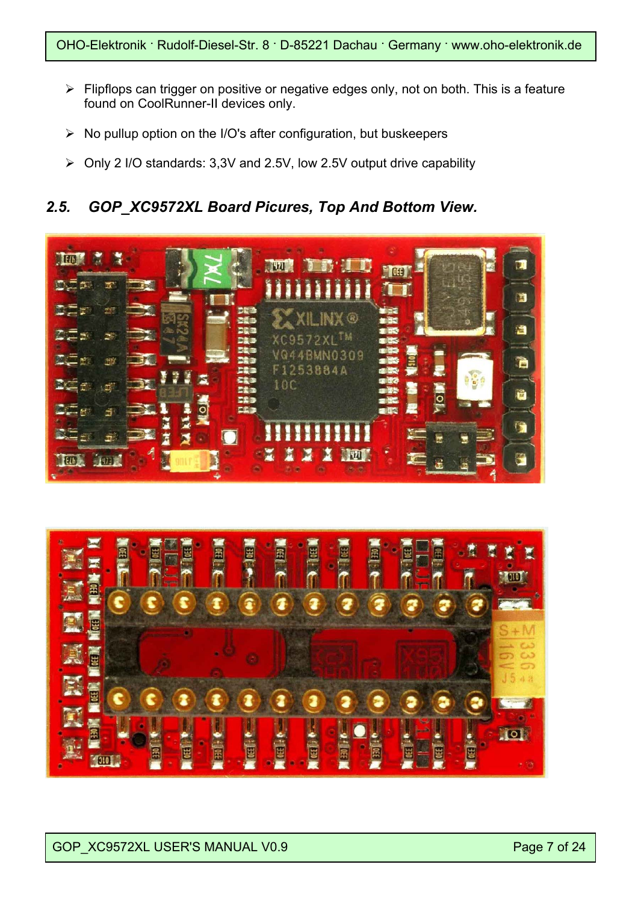- Flipflops can trigger on positive or negative edges only, not on both. This is a feature found on CoolRunner-II devices only.
- No pullup option on the I/O's after configuration, but buskeepers
- Only 2 I/O standards: 3,3V and 2.5V, low 2.5V output drive capability

## 2.5. GOP_XC9572XL Board Picures, Top And Bottom View.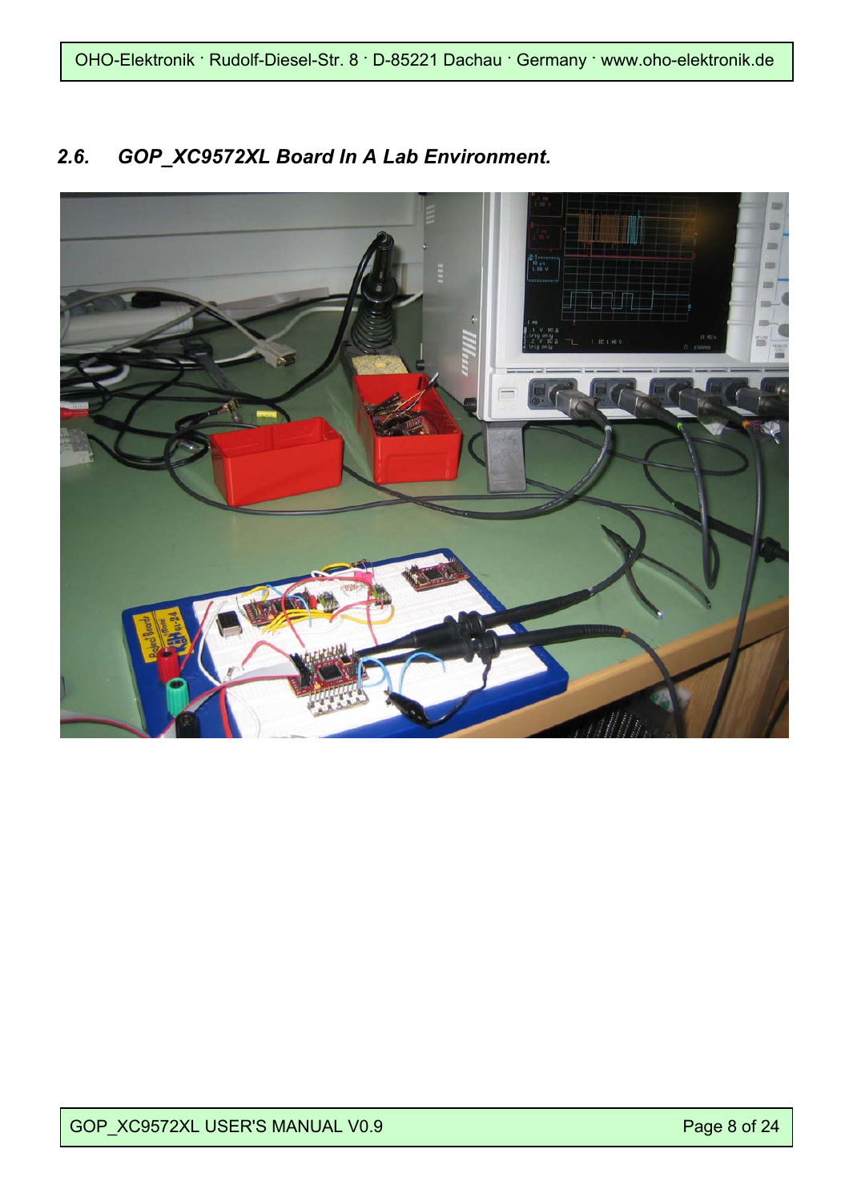## *2.6. GOP_XC9572XL Board In A Lab Environment.*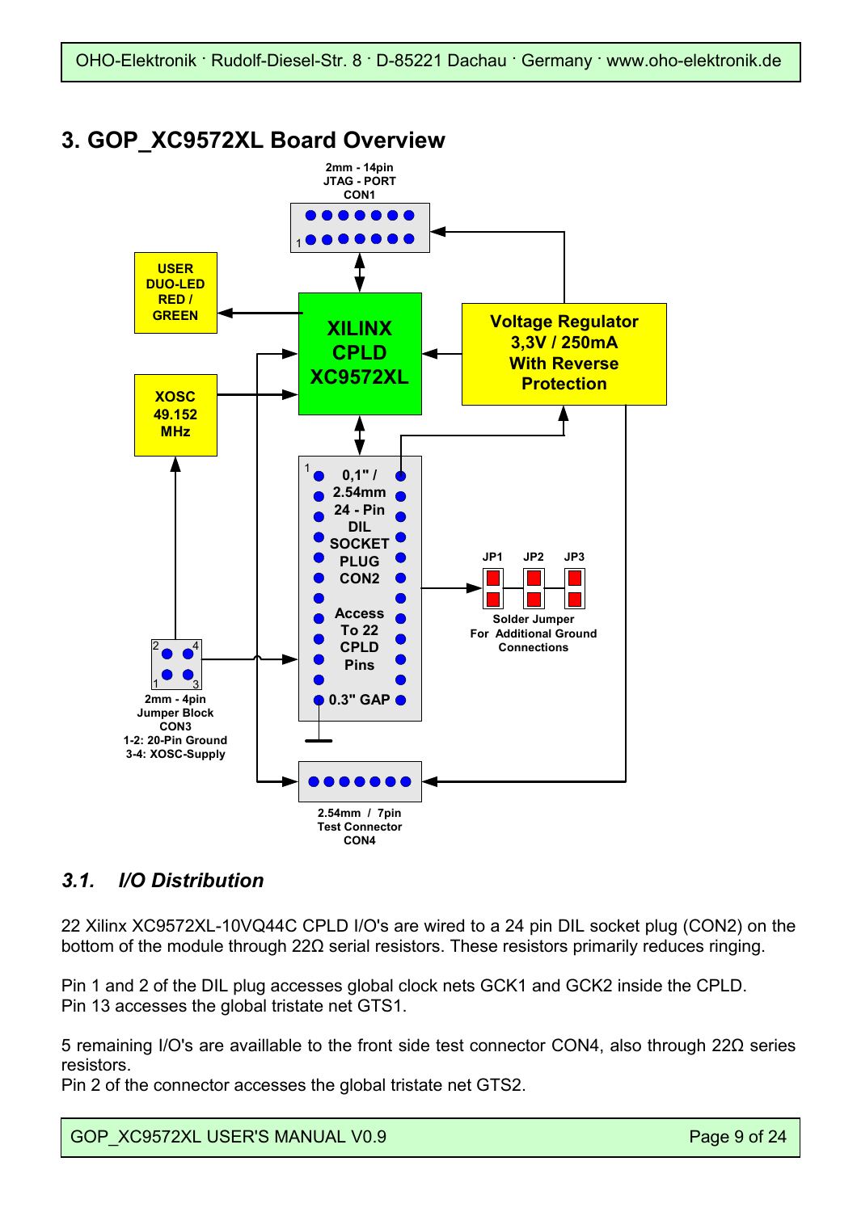## 3. GOP_XC9572XL Board Overview

### *3.1. I/O Distribution*

22 Xilinx XC9572XL-10VQ44C CPLD I/O's are wired to a 24 pin DIL socket plug (CON2) on the bottom of the module through 22Ω serial resistors. These resistors primarily reduces ringing.

Pin 1 and 2 of the DIL plug accesses global clock nets GCK1 and GCK2 inside the CPLD.
Pin 13 accesses the global tristate net GTS1.

5 remaining I/O's are availlable to the front side test connector CON4, also through 22Ω series resistors.
Pin 2 of the connector accesses the global tristate net GTS2.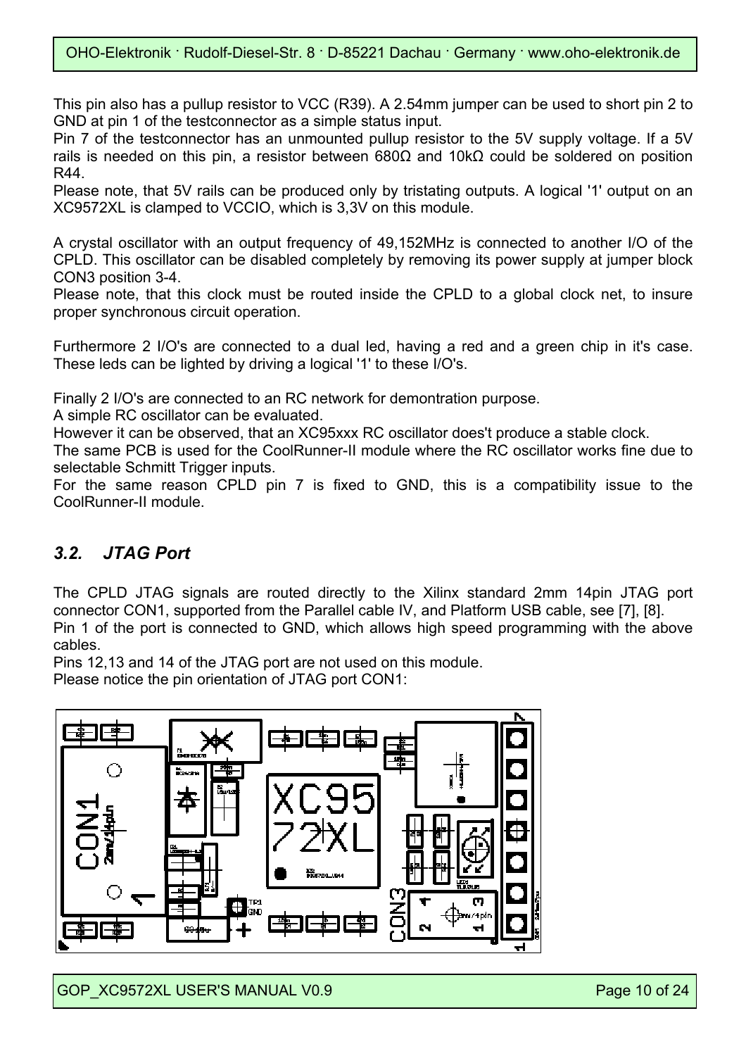This pin also has a pullup resistor to VCC (R39). A 2.54mm jumper can be used to short pin 2 to GND at pin 1 of the testconnector as a simple status input.

Pin 7 of the testconnector has an unmounted pullup resistor to the 5V supply voltage. If a 5V rails is needed on this pin, a resistor between 680Ω and 10kΩ could be soldered on position R44.

Please note, that 5V rails can be produced only by tristating outputs. A logical '1' output on an XC9572XL is clamped to VCCIO, which is 3,3V on this module.

A crystal oscillator with an output frequency of 49,152MHz is connected to another I/O of the CPLD. This oscillator can be disabled completely by removing its power supply at jumper block CON3 position 3-4.

Please note, that this clock must be routed inside the CPLD to a global clock net, to insure proper synchronous circuit operation.

Furthermore 2 I/O's are connected to a dual led, having a red and a green chip in it's case. These leds can be lighted by driving a logical '1' to these I/O's.

Finally 2 I/O's are connected to an RC network for demontration purpose.

A simple RC oscillator can be evaluated.

However it can be observed, that an XC95xxx RC oscillator does't produce a stable clock.

The same PCB is used for the CoolRunner-II module where the RC oscillator works fine due to selectable Schmitt Trigger inputs.

For the same reason CPLD pin 7 is fixed to GND, this is a compatibility issue to the CoolRunner-II module.

### *3.2. JTAG Port*

The CPLD JTAG signals are routed directly to the Xilinx standard 2mm 14pin JTAG port connector CON1, supported from the Parallel cable IV, and Platform USB cable, see [7], [8].

Pin 1 of the port is connected to GND, which allows high speed programming with the above cables.

Pins 12,13 and 14 of the JTAG port are not used on this module.

Please notice the pin orientation of JTAG port CON1: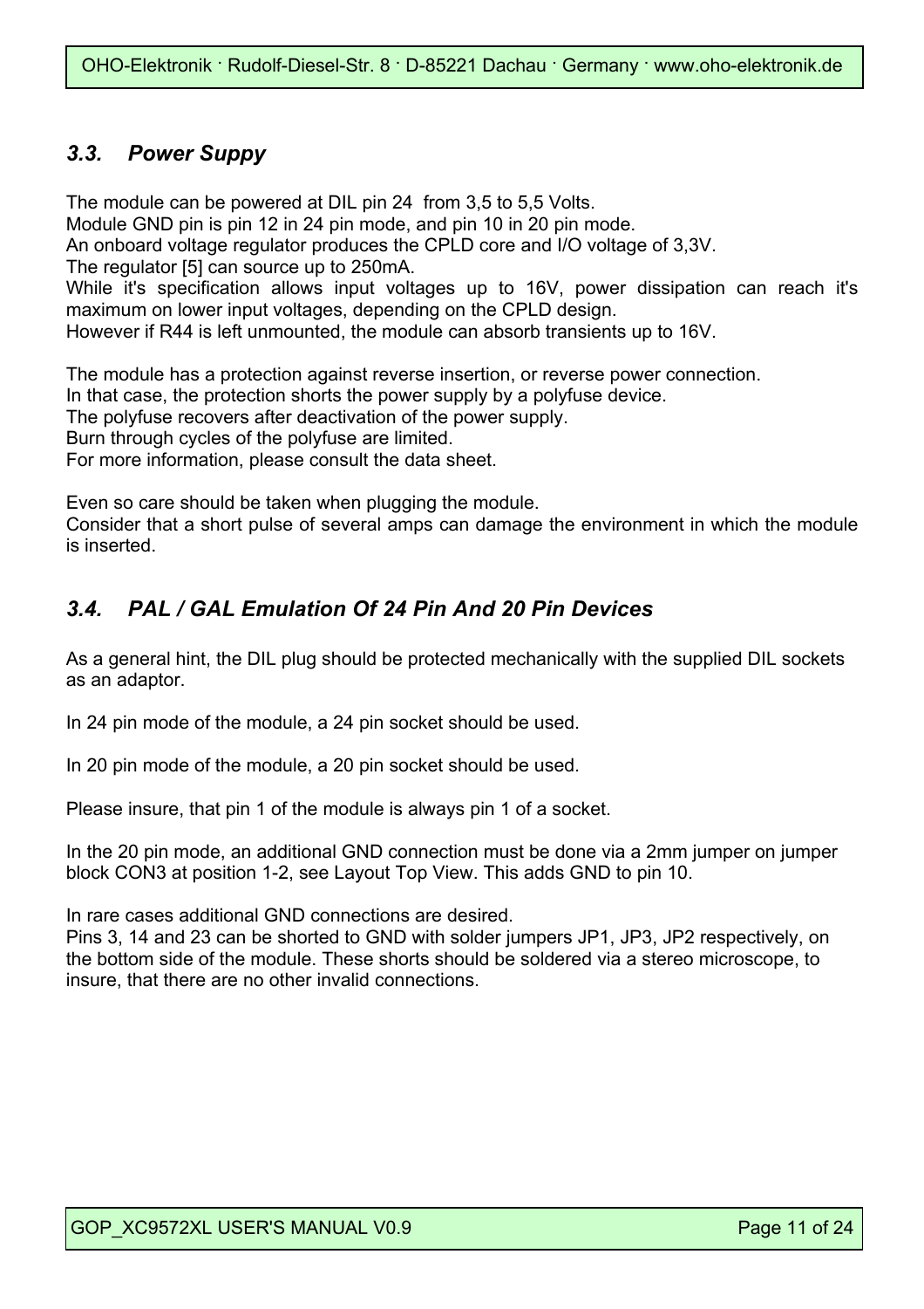### *3.3. Power Suppy*

The module can be powered at DIL pin 24 from 3,5 to 5,5 Volts.
Module GND pin is pin 12 in 24 pin mode, and pin 10 in 20 pin mode.
An onboard voltage regulator produces the CPLD core and I/O voltage of 3,3V.
The regulator [5] can source up to 250mA.
While it's specification allows input voltages up to 16V, power dissipation can reach it's maximum on lower input voltages, depending on the CPLD design.
However if R44 is left unmounted, the module can absorb transients up to 16V.

The module has a protection against reverse insertion, or reverse power connection.
In that case, the protection shorts the power supply by a polyfuse device.
The polyfuse recovers after deactivation of the power supply.
Burn through cycles of the polyfuse are limited.
For more information, please consult the data sheet.

Even so care should be taken when plugging the module.
Consider that a short pulse of several amps can damage the environment in which the module is inserted.

### *3.4. PAL / GAL Emulation Of 24 Pin And 20 Pin Devices*

As a general hint, the DIL plug should be protected mechanically with the supplied DIL sockets as an adaptor.

In 24 pin mode of the module, a 24 pin socket should be used.

In 20 pin mode of the module, a 20 pin socket should be used.

Please insure, that pin 1 of the module is always pin 1 of a socket.

In the 20 pin mode, an additional GND connection must be done via a 2mm jumper on jumper block CON3 at position 1-2, see Layout Top View. This adds GND to pin 10.

In rare cases additional GND connections are desired.
Pins 3, 14 and 23 can be shorted to GND with solder jumpers JP1, JP3, JP2 respectively, on the bottom side of the module. These shorts should be soldered via a stereo microscope, to insure, that there are no other invalid connections.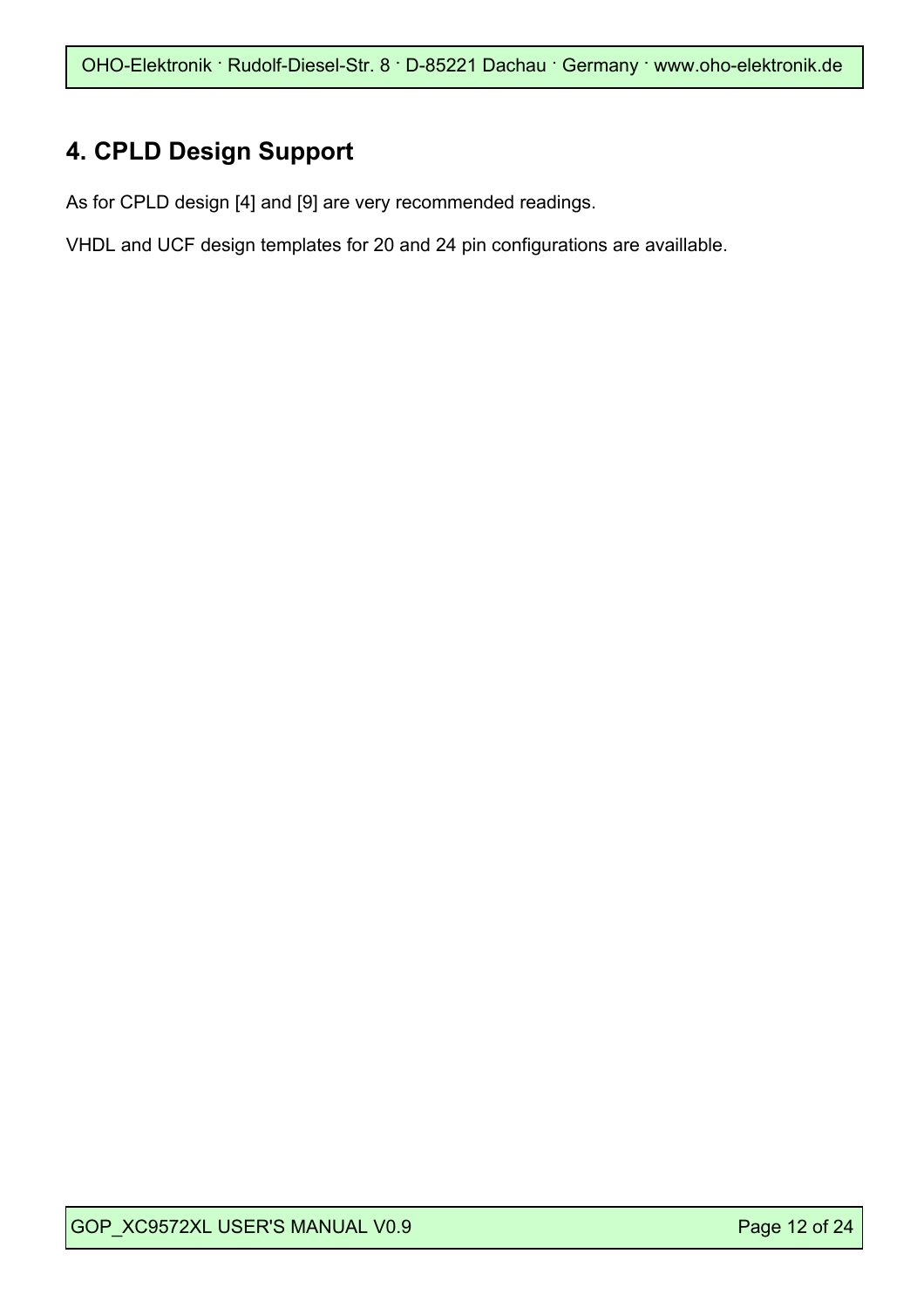## 4. CPLD Design Support

As for CPLD design [4] and [9] are very recommended readings.

VHDL and UCF design templates for 20 and 24 pin configurations are availlable.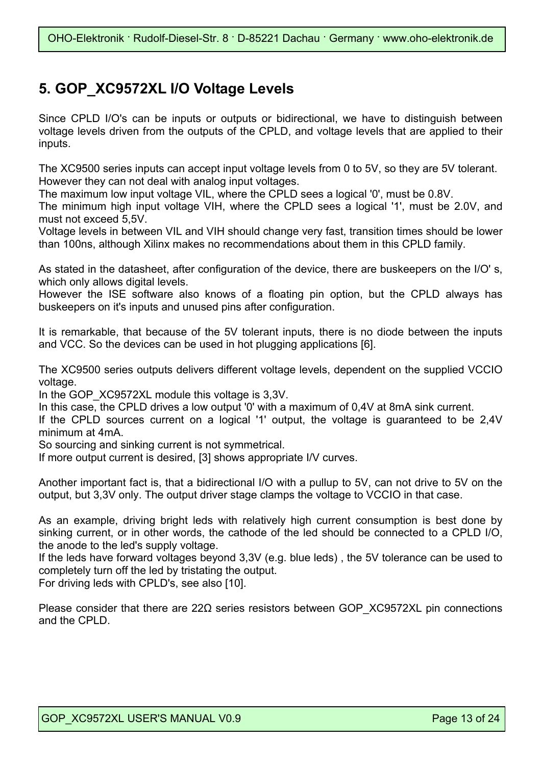## 5. GOP_XC9572XL I/O Voltage Levels

Since CPLD I/O's can be inputs or outputs or bidirectional, we have to distinguish between voltage levels driven from the outputs of the CPLD, and voltage levels that are applied to their inputs.

The XC9500 series inputs can accept input voltage levels from 0 to 5V, so they are 5V tolerant.
However they can not deal with analog input voltages.
The maximum low input voltage VIL, where the CPLD sees a logical '0', must be 0.8V.
The minimum high input voltage VIH, where the CPLD sees a logical '1', must be 2.0V, and must not exceed 5,5V.
Voltage levels in between VIL and VIH should change very fast, transition times should be lower than 100ns, although Xilinx makes no recommendations about them in this CPLD family.

As stated in the datasheet, after configuration of the device, there are buskeepers on the I/O' s, which only allows digital levels.
However the ISE software also knows of a floating pin option, but the CPLD always has buskeepers on it's inputs and unused pins after configuration.

It is remarkable, that because of the 5V tolerant inputs, there is no diode between the inputs and VCC. So the devices can be used in hot plugging applications [6].

The XC9500 series outputs delivers different voltage levels, dependent on the supplied VCCIO voltage.
In the GOP_XC9572XL module this voltage is 3,3V.
In this case, the CPLD drives a low output '0' with a maximum of 0,4V at 8mA sink current.
If the CPLD sources current on a logical '1' output, the voltage is guaranteed to be 2,4V minimum at 4mA.
So sourcing and sinking current is not symmetrical.
If more output current is desired, [3] shows appropriate I/V curves.

Another important fact is, that a bidirectional I/O with a pullup to 5V, can not drive to 5V on the output, but 3,3V only. The output driver stage clamps the voltage to VCCIO in that case.

As an example, driving bright leds with relatively high current consumption is best done by sinking current, or in other words, the cathode of the led should be connected to a CPLD I/O, the anode to the led's supply voltage.
If the leds have forward voltages beyond 3,3V (e.g. blue leds) , the 5V tolerance can be used to completely turn off the led by tristating the output.
For driving leds with CPLD's, see also [10].

Please consider that there are 22Ω series resistors between GOP_XC9572XL pin connections and the CPLD.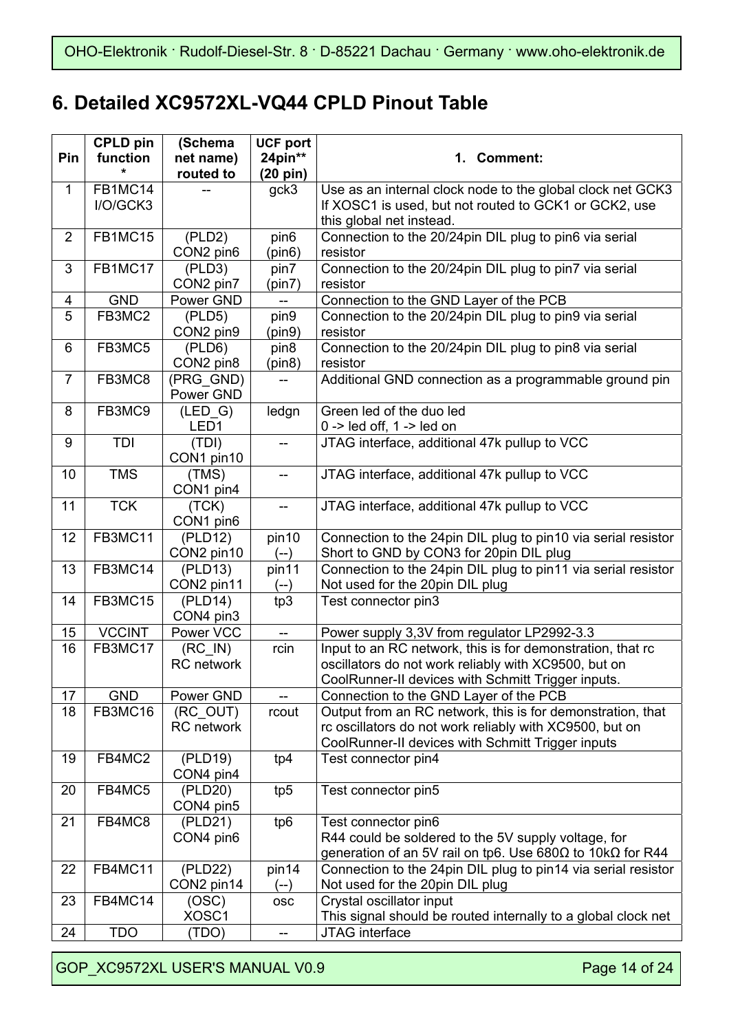## 6. Detailed XC9572XL-VQ44 CPLD Pinout Table

| Pin | CPLD pin function * | (Schema net name) routed to | UCF port 24pin** (20 pin) | 1. Comment: |
|---|---|---|---|---|
| 1 | FB1MC14 I/O/GCK3 | -- | gck3 | Use as an internal clock node to the global clock net GCK3 If XOSC1 is used, but not routed to GCK1 or GCK2, use this global net instead. |
| 2 | FB1MC15 | (PLD2) CON2 pin6 | pin6 (pin6) | Connection to the 20/24pin DIL plug to pin6 via serial resistor |
| 3 | FB1MC17 | (PLD3) CON2 pin7 | pin7 (pin7) | Connection to the 20/24pin DIL plug to pin7 via serial resistor |
| 4 | GND | Power GND | -- | Connection to the GND Layer of the PCB |
| 5 | FB3MC2 | (PLD5) CON2 pin9 | pin9 (pin9) | Connection to the 20/24pin DIL plug to pin9 via serial resistor |
| 6 | FB3MC5 | (PLD6) CON2 pin8 | pin8 (pin8) | Connection to the 20/24pin DIL plug to pin8 via serial resistor |
| 7 | FB3MC8 | (PRG_GND) Power GND | -- | Additional GND connection as a programmable ground pin |
| 8 | FB3MC9 | (LED_G) LED1 | ledgn | Green led of the duo led<br>0 -> led off, 1 -> led on |
| 9 | TDI | (TDI) CON1 pin10 | -- | JTAG interface, additional 47k pullup to VCC |
| 10 | TMS | (TMS) CON1 pin4 | -- | JTAG interface, additional 47k pullup to VCC |
| 11 | TCK | (TCK) CON1 pin6 | -- | JTAG interface, additional 47k pullup to VCC |
| 12 | FB3MC11 | (PLD12) CON2 pin10 | pin10 (--) | Connection to the 24pin DIL plug to pin10 via serial resistor<br>Short to GND by CON3 for 20pin DIL plug |
| 13 | FB3MC14 | (PLD13) CON2 pin11 | pin11 (--) | Connection to the 24pin DIL plug to pin11 via serial resistor<br>Not used for the 20pin DIL plug |
| 14 | FB3MC15 | (PLD14) CON4 pin3 | tp3 | Test connector pin3 |
| 15 | VCCINT | Power VCC | -- | Power supply 3,3V from regulator LP2992-3.3 |
| 16 | FB3MC17 | (RC_IN) RC network | rcin | Input to an RC network, this is for demonstration, that rc oscillators do not work reliably with XC9500, but on CoolRunner-II devices with Schmitt Trigger inputs. |
| 17 | GND | Power GND | -- | Connection to the GND Layer of the PCB |
| 18 | FB3MC16 | (RC_OUT) RC network | rcout | Output from an RC network, this is for demonstration, that rc oscillators do not work reliably with XC9500, but on CoolRunner-II devices with Schmitt Trigger inputs |
| 19 | FB4MC2 | (PLD19) CON4 pin4 | tp4 | Test connector pin4 |
| 20 | FB4MC5 | (PLD20) CON4 pin5 | tp5 | Test connector pin5 |
| 21 | FB4MC8 | (PLD21) CON4 pin6 | tp6 | Test connector pin6<br>R44 could be soldered to the 5V supply voltage, for generation of an 5V rail on tp6. Use 680Ω to 10kΩ for R44 |
| 22 | FB4MC11 | (PLD22) CON2 pin14 | pin14 (--) | Connection to the 24pin DIL plug to pin14 via serial resistor<br>Not used for the 20pin DIL plug |
| 23 | FB4MC14 | (OSC) XOSC1 | osc | Crystal oscillator input<br>This signal should be routed internally to a global clock net |
| 24 | TDO | (TDO) | -- | JTAG interface |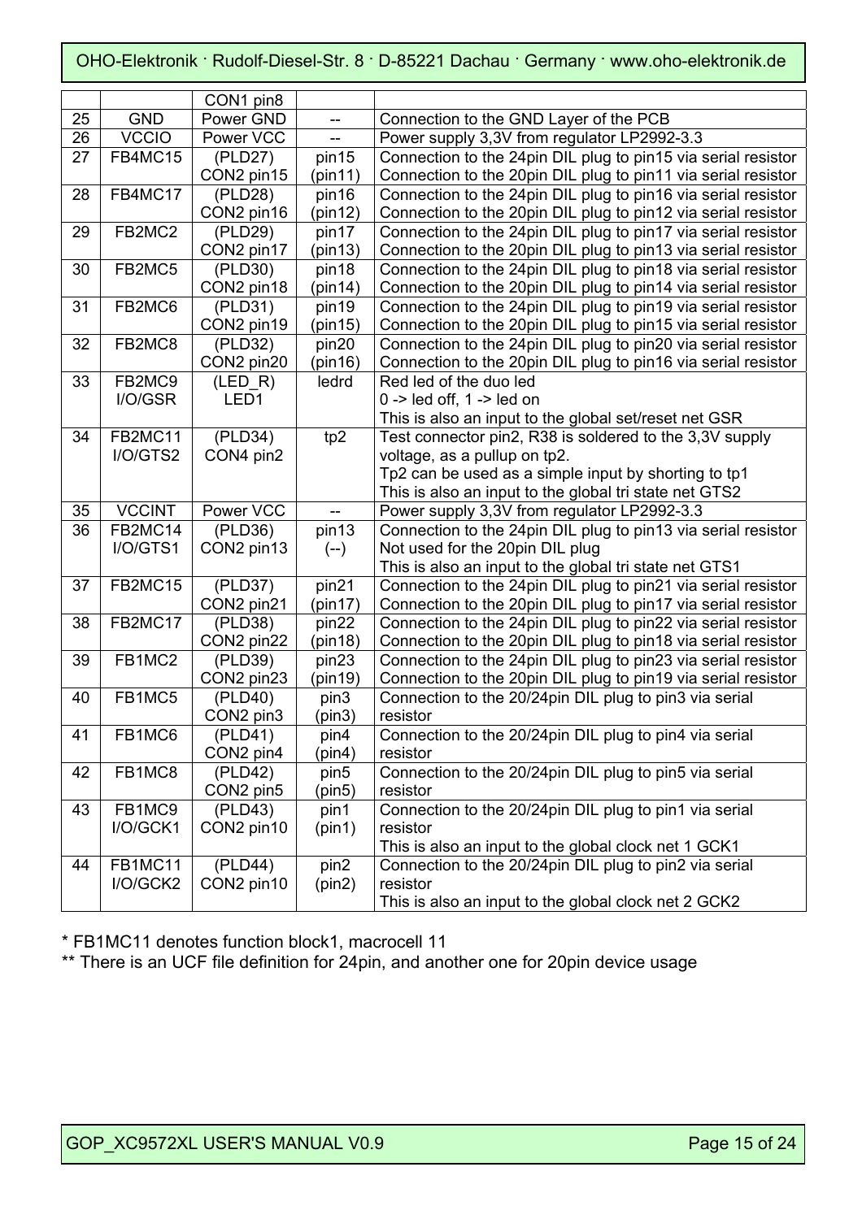| | | CON1 pin8 | | |
|---|---|---|---|---|
| 25 | GND | Power GND | -- | Connection to the GND Layer of the PCB |
| 26 | VCCIO | Power VCC | -- | Power supply 3,3V from regulator LP2992-3.3 |
| 27 | FB4MC15 | (PLD27)<br>CON2 pin15 | pin15<br>(pin11) | Connection to the 24pin DIL plug to pin15 via serial resistor<br>Connection to the 20pin DIL plug to pin11 via serial resistor |
| 28 | FB4MC17 | (PLD28)<br>CON2 pin16 | pin16<br>(pin12) | Connection to the 24pin DIL plug to pin16 via serial resistor<br>Connection to the 20pin DIL plug to pin12 via serial resistor |
| 29 | FB2MC2 | (PLD29)<br>CON2 pin17 | pin17<br>(pin13) | Connection to the 24pin DIL plug to pin17 via serial resistor<br>Connection to the 20pin DIL plug to pin13 via serial resistor |
| 30 | FB2MC5 | (PLD30)<br>CON2 pin18 | pin18<br>(pin14) | Connection to the 24pin DIL plug to pin18 via serial resistor<br>Connection to the 20pin DIL plug to pin14 via serial resistor |
| 31 | FB2MC6 | (PLD31)<br>CON2 pin19 | pin19<br>(pin15) | Connection to the 24pin DIL plug to pin19 via serial resistor<br>Connection to the 20pin DIL plug to pin15 via serial resistor |
| 32 | FB2MC8 | (PLD32)<br>CON2 pin20 | pin20<br>(pin16) | Connection to the 24pin DIL plug to pin20 via serial resistor<br>Connection to the 20pin DIL plug to pin16 via serial resistor |
| 33 | FB2MC9<br>I/O/GSR | (LED_R)<br>LED1 | ledrd | Red led of the duo led<br>0 -> led off, 1 -> led on<br>This is also an input to the global set/reset net GSR |
| 34 | FB2MC11<br>I/O/GTS2 | (PLD34)<br>CON4 pin2 | tp2 | Test connector pin2, R38 is soldered to the 3,3V supply voltage, as a pullup on tp2.<br>Tp2 can be used as a simple input by shorting to tp1<br>This is also an input to the global tri state net GTS2 |
| 35 | VCCINT | Power VCC | -- | Power supply 3,3V from regulator LP2992-3.3 |
| 36 | FB2MC14<br>I/O/GTS1 | (PLD36)<br>CON2 pin13 | pin13<br>(--) | Connection to the 24pin DIL plug to pin13 via serial resistor<br>Not used for the 20pin DIL plug<br>This is also an input to the global tri state net GTS1 |
| 37 | FB2MC15 | (PLD37)<br>CON2 pin21 | pin21<br>(pin17) | Connection to the 24pin DIL plug to pin21 via serial resistor<br>Connection to the 20pin DIL plug to pin17 via serial resistor |
| 38 | FB2MC17 | (PLD38)<br>CON2 pin22 | pin22<br>(pin18) | Connection to the 24pin DIL plug to pin22 via serial resistor<br>Connection to the 20pin DIL plug to pin18 via serial resistor |
| 39 | FB1MC2 | (PLD39)<br>CON2 pin23 | pin23<br>(pin19) | Connection to the 24pin DIL plug to pin23 via serial resistor<br>Connection to the 20pin DIL plug to pin19 via serial resistor |
| 40 | FB1MC5 | (PLD40)<br>CON2 pin3 | pin3<br>(pin3) | Connection to the 20/24pin DIL plug to pin3 via serial resistor |
| 41 | FB1MC6 | (PLD41)<br>CON2 pin4 | pin4<br>(pin4) | Connection to the 20/24pin DIL plug to pin4 via serial resistor |
| 42 | FB1MC8 | (PLD42)<br>CON2 pin5 | pin5<br>(pin5) | Connection to the 20/24pin DIL plug to pin5 via serial resistor |
| 43 | FB1MC9<br>I/O/GCK1 | (PLD43)<br>CON2 pin10 | pin1<br>(pin1) | Connection to the 20/24pin DIL plug to pin1 via serial resistor<br>This is also an input to the global clock net 1 GCK1 |
| 44 | FB1MC11<br>I/O/GCK2 | (PLD44)<br>CON2 pin10 | pin2<br>(pin2) | Connection to the 20/24pin DIL plug to pin2 via serial resistor<br>This is also an input to the global clock net 2 GCK2 |

* FB1MC11 denotes function block1, macrocell 11

** There is an UCF file definition for 24pin, and another one for 20pin device usage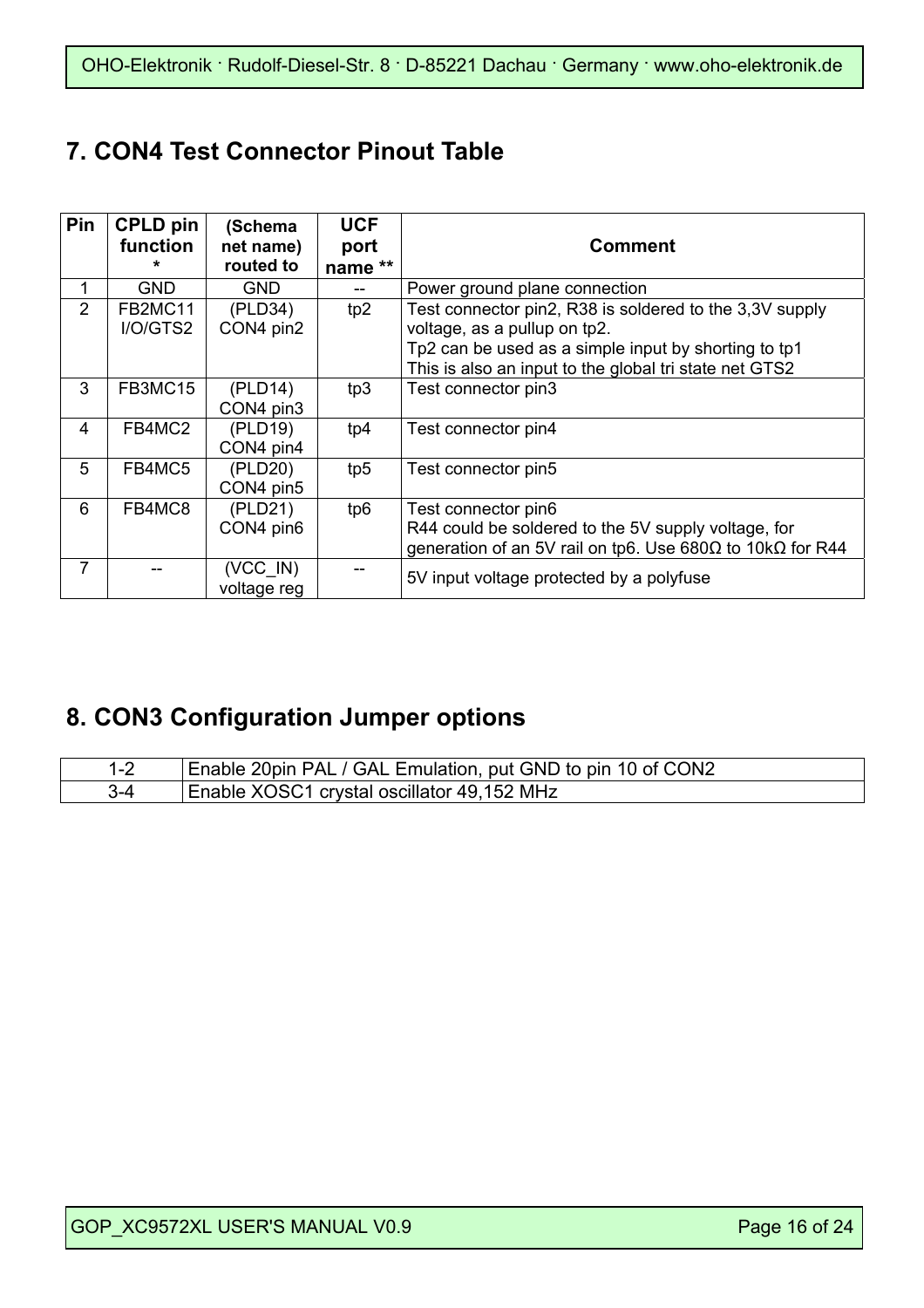## 7. CON4 Test Connector Pinout Table

| Pin | CPLD pin function * | (Schema net name) routed to | UCF port name ** | Comment |
|---|---|---|---|---|
| 1 | GND | GND | -- | Power ground plane connection |
| 2 | FB2MC11 I/O/GTS2 | (PLD34) CON4 pin2 | tp2 | Test connector pin2, R38 is soldered to the 3,3V supply voltage, as a pullup on tp2. Tp2 can be used as a simple input by shorting to tp1 This is also an input to the global tri state net GTS2 |
| 3 | FB3MC15 | (PLD14) CON4 pin3 | tp3 | Test connector pin3 |
| 4 | FB4MC2 | (PLD19) CON4 pin4 | tp4 | Test connector pin4 |
| 5 | FB4MC5 | (PLD20) CON4 pin5 | tp5 | Test connector pin5 |
| 6 | FB4MC8 | (PLD21) CON4 pin6 | tp6 | Test connector pin6 R44 could be soldered to the 5V supply voltage, for generation of an 5V rail on tp6. Use 680Ω to 10kΩ for R44 |
| 7 | -- | (VCC_IN) voltage reg | -- | 5V input voltage protected by a polyfuse |

## 8. CON3 Configuration Jumper options

| | |
|---|---|
| 1-2 | Enable 20pin PAL / GAL Emulation, put GND to pin 10 of CON2 |
| 3-4 | Enable XOSC1 crystal oscillator 49,152 MHz |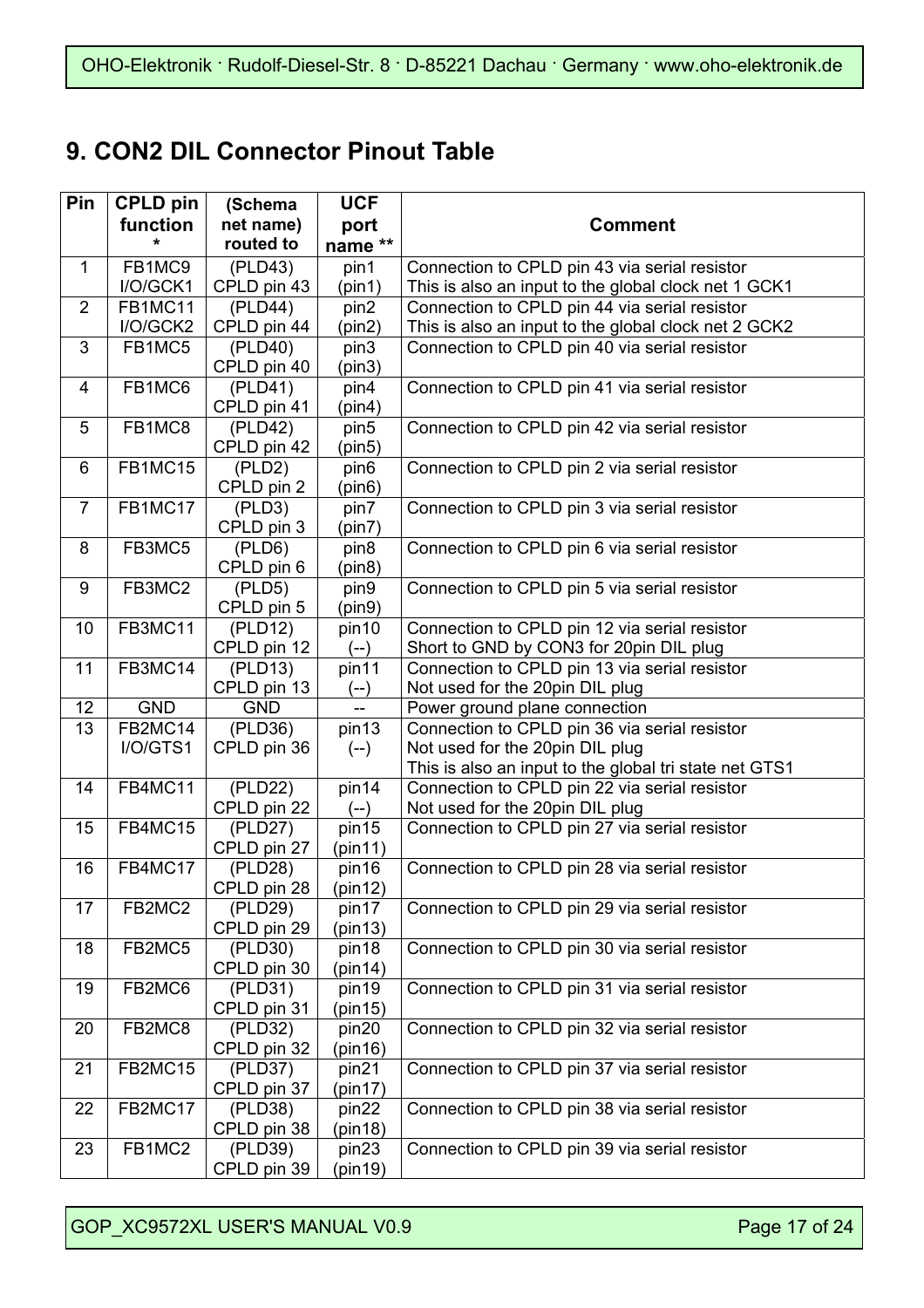## 9. CON2 DIL Connector Pinout Table

| Pin | CPLD pin function * | (Schema net name) routed to | UCF port name ** | Comment |
|---|---|---|---|---|
| 1 | FB1MC9 I/O/GCK1 | (PLD43) CPLD pin 43 | pin1 (pin1) | Connection to CPLD pin 43 via serial resistor This is also an input to the global clock net 1 GCK1 |
| 2 | FB1MC11 I/O/GCK2 | (PLD44) CPLD pin 44 | pin2 (pin2) | Connection to CPLD pin 44 via serial resistor This is also an input to the global clock net 2 GCK2 |
| 3 | FB1MC5 | (PLD40) CPLD pin 40 | pin3 (pin3) | Connection to CPLD pin 40 via serial resistor |
| 4 | FB1MC6 | (PLD41) CPLD pin 41 | pin4 (pin4) | Connection to CPLD pin 41 via serial resistor |
| 5 | FB1MC8 | (PLD42) CPLD pin 42 | pin5 (pin5) | Connection to CPLD pin 42 via serial resistor |
| 6 | FB1MC15 | (PLD2) CPLD pin 2 | pin6 (pin6) | Connection to CPLD pin 2 via serial resistor |
| 7 | FB1MC17 | (PLD3) CPLD pin 3 | pin7 (pin7) | Connection to CPLD pin 3 via serial resistor |
| 8 | FB3MC5 | (PLD6) CPLD pin 6 | pin8 (pin8) | Connection to CPLD pin 6 via serial resistor |
| 9 | FB3MC2 | (PLD5) CPLD pin 5 | pin9 (pin9) | Connection to CPLD pin 5 via serial resistor |
| 10 | FB3MC11 | (PLD12) CPLD pin 12 | pin10 (--) | Connection to CPLD pin 12 via serial resistor Short to GND by CON3 for 20pin DIL plug |
| 11 | FB3MC14 | (PLD13) CPLD pin 13 | pin11 (--) | Connection to CPLD pin 13 via serial resistor Not used for the 20pin DIL plug |
| 12 | GND | GND | -- | Power ground plane connection |
| 13 | FB2MC14 I/O/GTS1 | (PLD36) CPLD pin 36 | pin13 (--) | Connection to CPLD pin 36 via serial resistor Not used for the 20pin DIL plug This is also an input to the global tri state net GTS1 |
| 14 | FB4MC11 | (PLD22) CPLD pin 22 | pin14 (--) | Connection to CPLD pin 22 via serial resistor Not used for the 20pin DIL plug |
| 15 | FB4MC15 | (PLD27) CPLD pin 27 | pin15 (pin11) | Connection to CPLD pin 27 via serial resistor |
| 16 | FB4MC17 | (PLD28) CPLD pin 28 | pin16 (pin12) | Connection to CPLD pin 28 via serial resistor |
| 17 | FB2MC2 | (PLD29) CPLD pin 29 | pin17 (pin13) | Connection to CPLD pin 29 via serial resistor |
| 18 | FB2MC5 | (PLD30) CPLD pin 30 | pin18 (pin14) | Connection to CPLD pin 30 via serial resistor |
| 19 | FB2MC6 | (PLD31) CPLD pin 31 | pin19 (pin15) | Connection to CPLD pin 31 via serial resistor |
| 20 | FB2MC8 | (PLD32) CPLD pin 32 | pin20 (pin16) | Connection to CPLD pin 32 via serial resistor |
| 21 | FB2MC15 | (PLD37) CPLD pin 37 | pin21 (pin17) | Connection to CPLD pin 37 via serial resistor |
| 22 | FB2MC17 | (PLD38) CPLD pin 38 | pin22 (pin18) | Connection to CPLD pin 38 via serial resistor |
| 23 | FB1MC2 | (PLD39) CPLD pin 39 | pin23 (pin19) | Connection to CPLD pin 39 via serial resistor |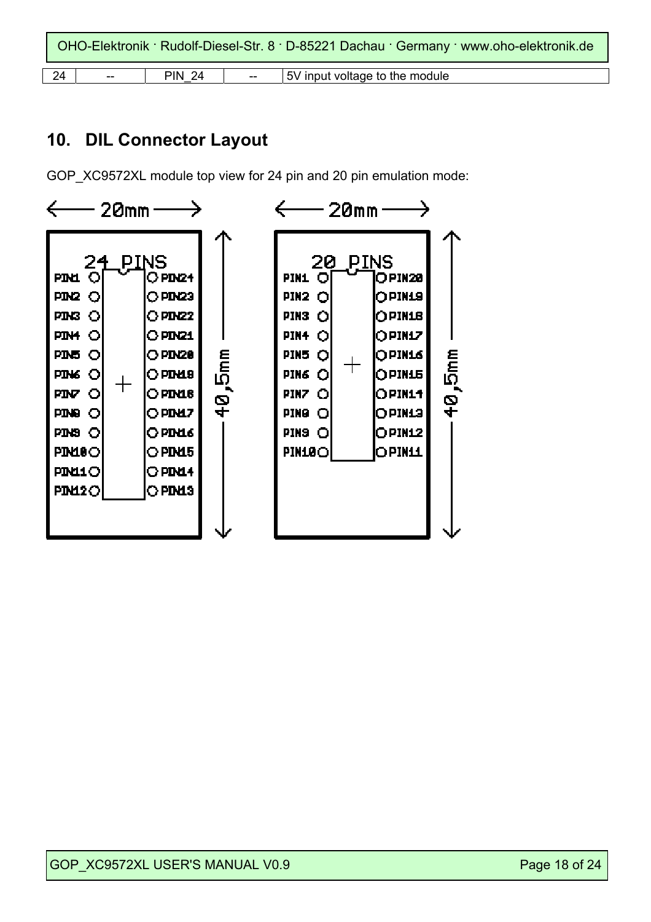| 24 | -- | PIN_24 | -- | 5V input voltage to the module |
| --- | --- | --- | --- | --- |

## 10. DIL Connector Layout

GOP_XC9572XL module top view for 24 pin and 20 pin emulation mode:

**24 PINS** (20mm × 40,5mm)

| Left | Right |
| --- | --- |
| PIN1 | PIN24 |
| PIN2 | PIN23 |
| PIN3 | PIN22 |
| PIN4 | PIN21 |
| PIN5 | PIN20 |
| PIN6 | PIN19 |
| PIN7 | PIN18 |
| PIN8 | PIN17 |
| PIN9 | PIN16 |
| PIN10 | PIN15 |
| PIN11 | PIN14 |
| PIN12 | PIN13 |

**20 PINS** (20mm × 40,5mm)

| Left | Right |
| --- | --- |
| PIN1 | PIN20 |
| PIN2 | PIN19 |
| PIN3 | PIN18 |
| PIN4 | PIN17 |
| PIN5 | PIN16 |
| PIN6 | PIN15 |
| PIN7 | PIN14 |
| PIN8 | PIN13 |
| PIN9 | PIN12 |
| PIN10 | PIN11 |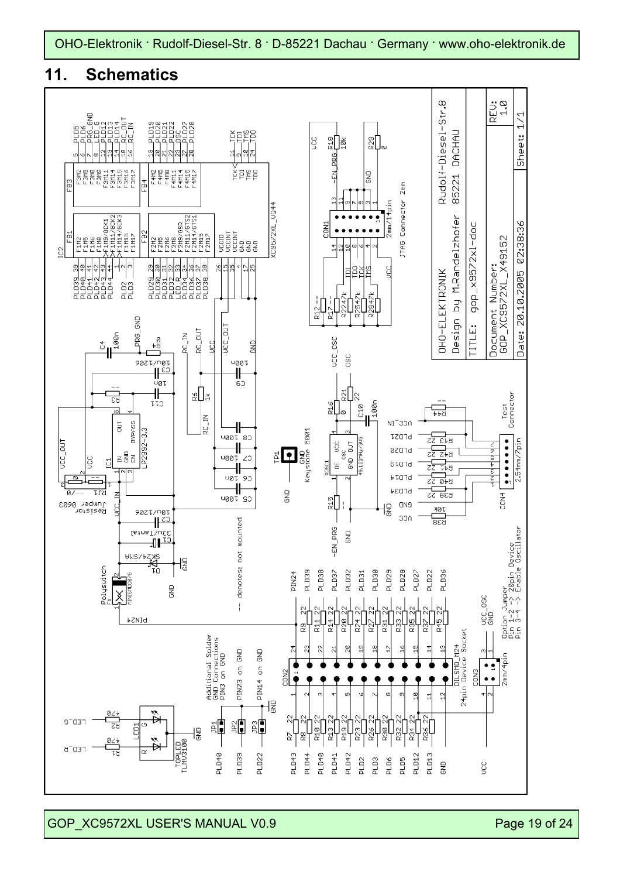## 11. Schematics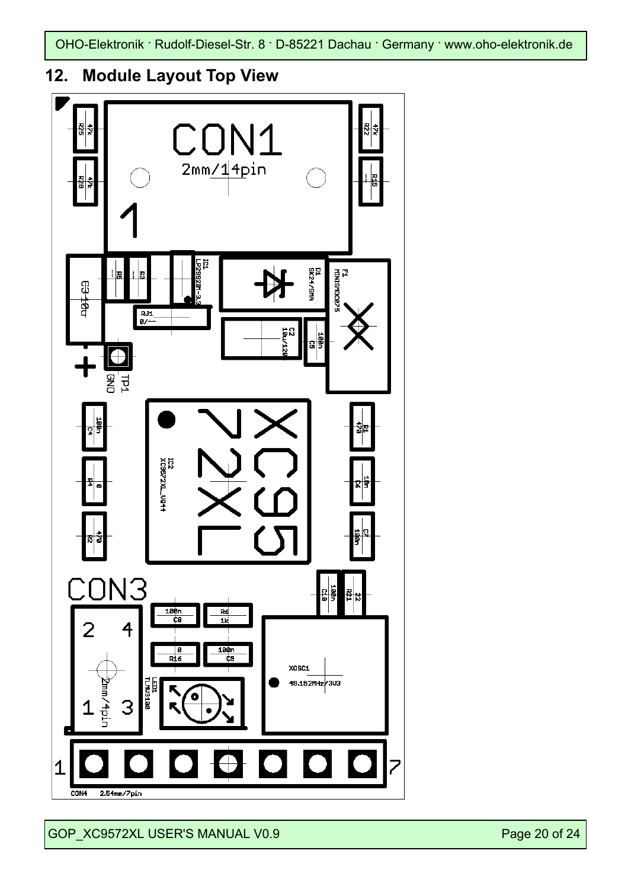## 12. Module Layout Top View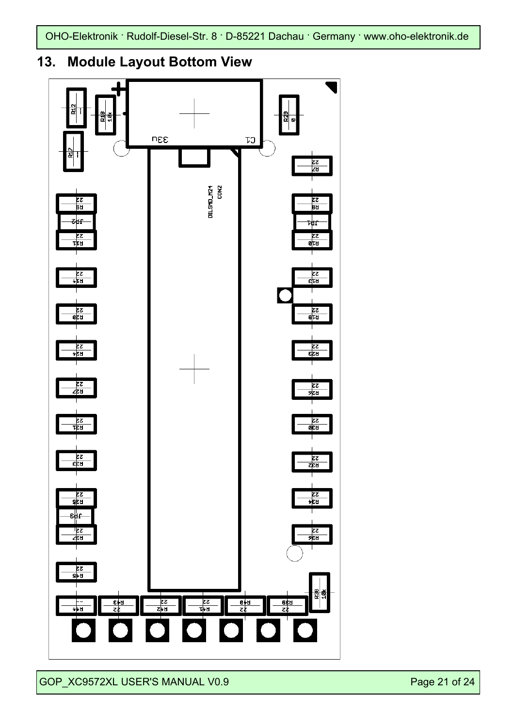## 13. Module Layout Bottom View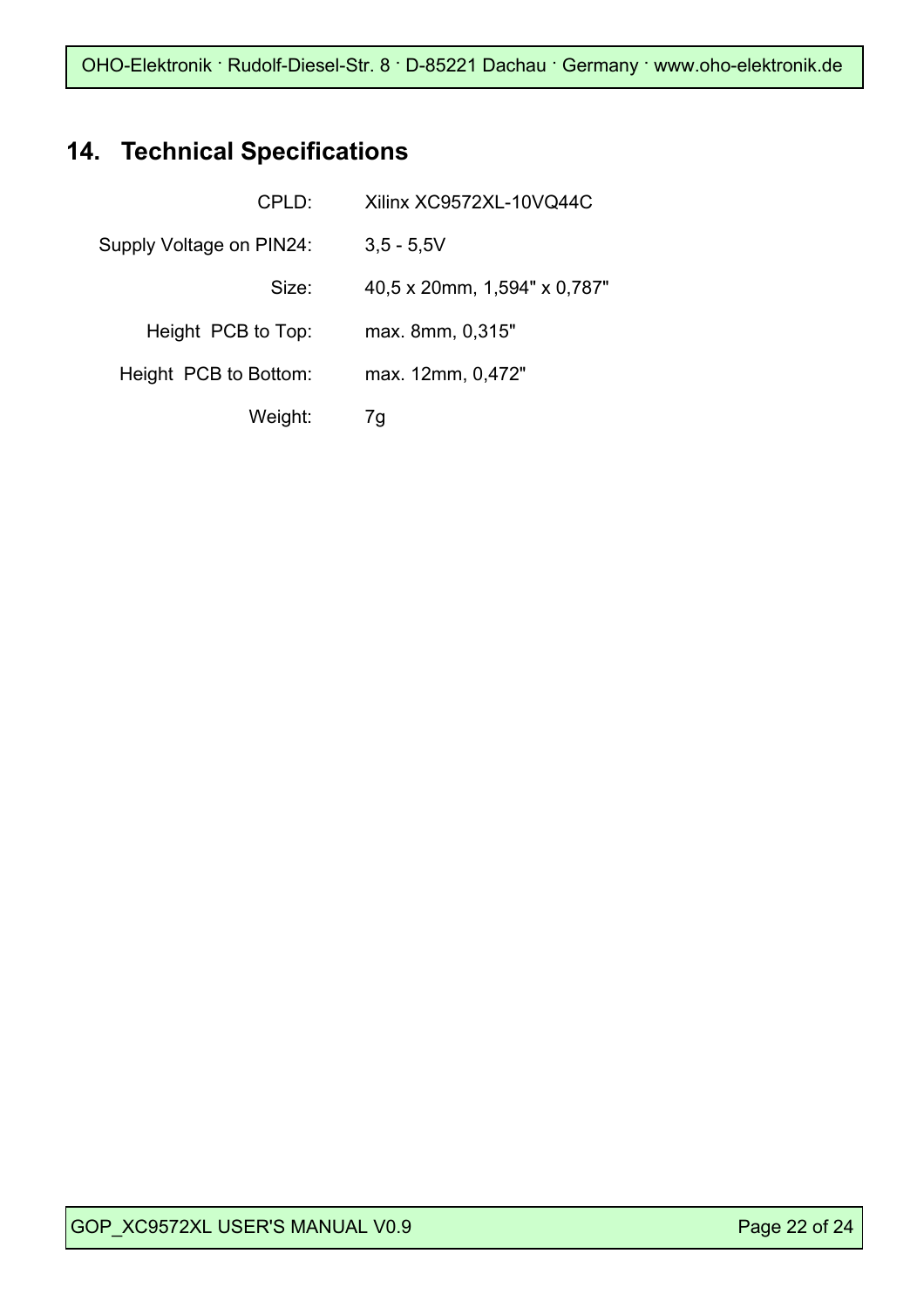## 14. Technical Specifications

| | |
|---|---|
| CPLD: | Xilinx XC9572XL-10VQ44C |
| Supply Voltage on PIN24: | 3,5 - 5,5V |
| Size: | 40,5 x 20mm, 1,594" x 0,787" |
| Height PCB to Top: | max. 8mm, 0,315" |
| Height PCB to Bottom: | max. 12mm, 0,472" |
| Weight: | 7g |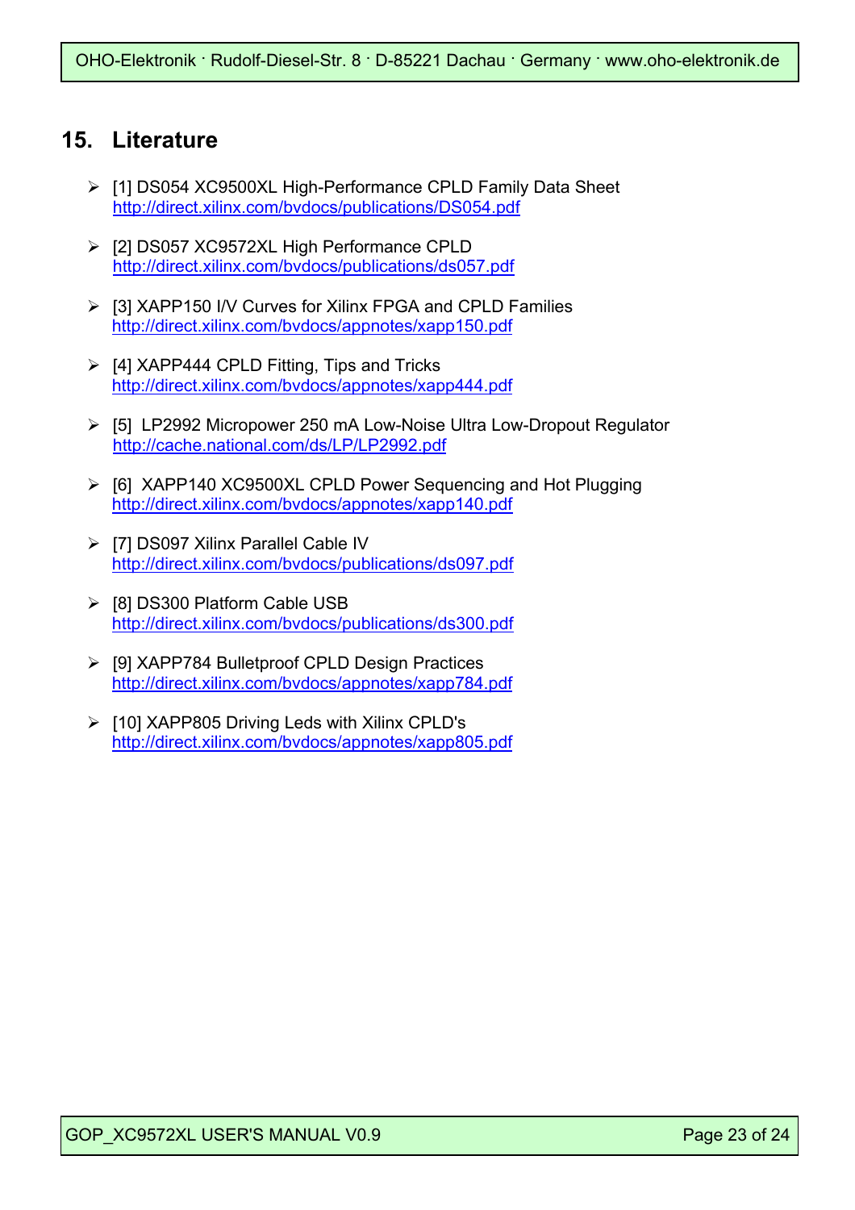## 15. Literature

- [1] DS054 XC9500XL High-Performance CPLD Family Data Sheet
  http://direct.xilinx.com/bvdocs/publications/DS054.pdf
- [2] DS057 XC9572XL High Performance CPLD
  http://direct.xilinx.com/bvdocs/publications/ds057.pdf
- [3] XAPP150 I/V Curves for Xilinx FPGA and CPLD Families
  http://direct.xilinx.com/bvdocs/appnotes/xapp150.pdf
- [4] XAPP444 CPLD Fitting, Tips and Tricks
  http://direct.xilinx.com/bvdocs/appnotes/xapp444.pdf
- [5] LP2992 Micropower 250 mA Low-Noise Ultra Low-Dropout Regulator
  http://cache.national.com/ds/LP/LP2992.pdf
- [6] XAPP140 XC9500XL CPLD Power Sequencing and Hot Plugging
  http://direct.xilinx.com/bvdocs/appnotes/xapp140.pdf
- [7] DS097 Xilinx Parallel Cable IV
  http://direct.xilinx.com/bvdocs/publications/ds097.pdf
- [8] DS300 Platform Cable USB
  http://direct.xilinx.com/bvdocs/publications/ds300.pdf
- [9] XAPP784 Bulletproof CPLD Design Practices
  http://direct.xilinx.com/bvdocs/appnotes/xapp784.pdf
- [10] XAPP805 Driving Leds with Xilinx CPLD's
  http://direct.xilinx.com/bvdocs/appnotes/xapp805.pdf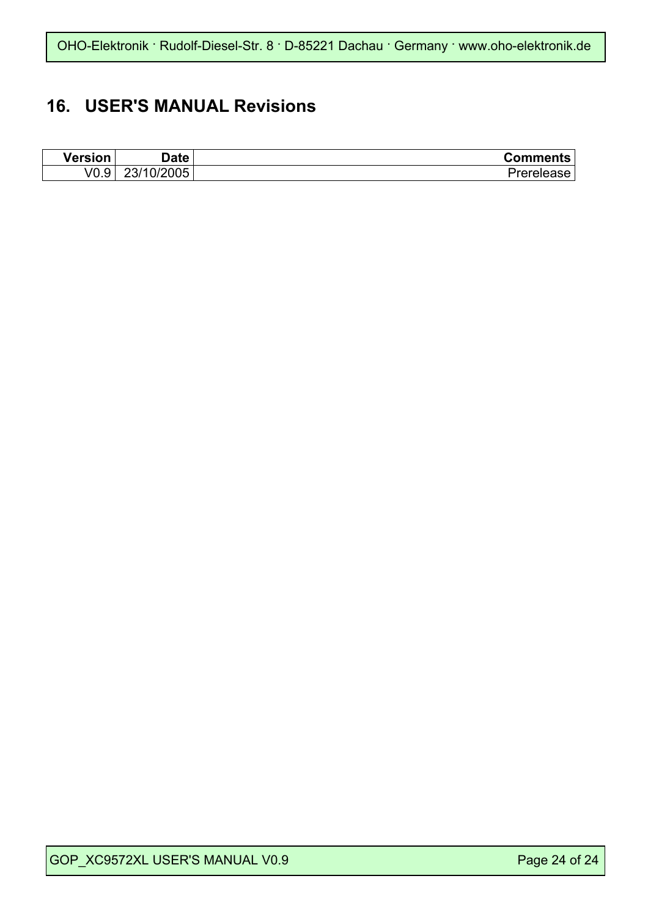## 16. USER'S MANUAL Revisions

| Version | Date | Comments |
|---|---|---|
| V0.9 | 23/10/2005 | Prerelease |